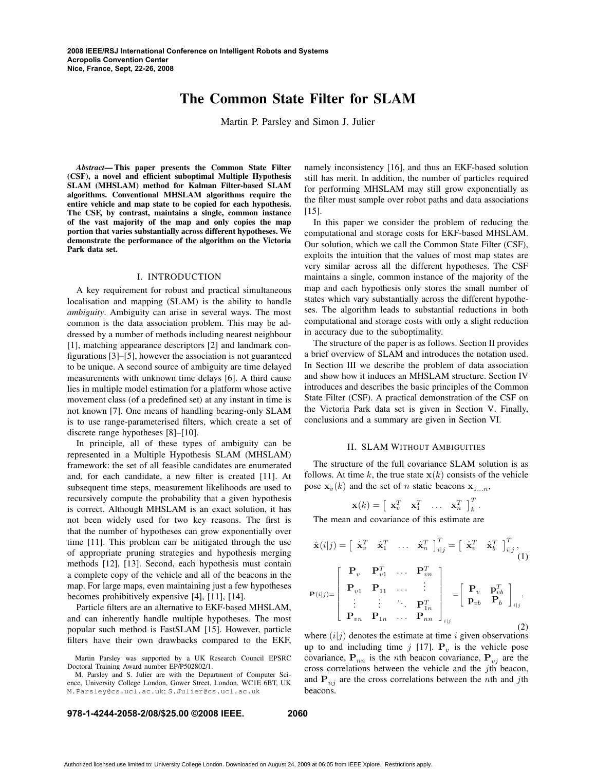# The Common State Filter for SLAM

Martin P. Parsley and Simon J. Julier

***Abstract*— This paper presents the Common State Filter (CSF), a novel and efficient suboptimal Multiple Hypothesis SLAM (MHSLAM) method for Kalman Filter-based SLAM algorithms. Conventional MHSLAM algorithms require the entire vehicle and map state to be copied for each hypothesis. The CSF, by contrast, maintains a single, common instance of the vast majority of the map and only copies the map portion that varies substantially across different hypotheses. We demonstrate the performance of the algorithm on the Victoria Park data set.**

## I. INTRODUCTION

A key requirement for robust and practical simultaneous localisation and mapping (SLAM) is the ability to handle *ambiguity*. Ambiguity can arise in several ways. The most common is the data association problem. This may be addressed by a number of methods including nearest neighbour [1], matching appearance descriptors [2] and landmark configurations [3]–[5], however the association is not guaranteed to be unique. A second source of ambiguity are time delayed measurements with unknown time delays [6]. A third cause lies in multiple model estimation for a platform whose active movement class (of a predefined set) at any instant in time is not known [7]. One means of handling bearing-only SLAM is to use range-parameterised filters, which create a set of discrete range hypotheses [8]–[10].

In principle, all of these types of ambiguity can be represented in a Multiple Hypothesis SLAM (MHSLAM) framework: the set of all feasible candidates are enumerated and, for each candidate, a new filter is created [11]. At subsequent time steps, measurement likelihoods are used to recursively compute the probability that a given hypothesis is correct. Although MHSLAM is an exact solution, it has not been widely used for two key reasons. The first is that the number of hypotheses can grow exponentially over time [11]. This problem can be mitigated through the use of appropriate pruning strategies and hypothesis merging methods [12], [13]. Second, each hypothesis must contain a complete copy of the vehicle and all of the beacons in the map. For large maps, even maintaining just a few hypotheses becomes prohibitively expensive [4], [11], [14].

Particle filters are an alternative to EKF-based MHSLAM, and can inherently handle multiple hypotheses. The most popular such method is FastSLAM [15]. However, particle filters have their own drawbacks compared to the EKF, namely inconsistency [16], and thus an EKF-based solution still has merit. In addition, the number of particles required for performing MHSLAM may still grow exponentially as the filter must sample over robot paths and data associations [15].

In this paper we consider the problem of reducing the computational and storage costs for EKF-based MHSLAM. Our solution, which we call the Common State Filter (CSF), exploits the intuition that the values of most map states are very similar across all the different hypotheses. The CSF maintains a single, common instance of the majority of the map and each hypothesis only stores the small number of states which vary substantially across the different hypotheses. The algorithm leads to substantial reductions in both computational and storage costs with only a slight reduction in accuracy due to the suboptimality.

The structure of the paper is as follows. Section II provides a brief overview of SLAM and introduces the notation used. In Section III we describe the problem of data association and show how it induces an MHSLAM structure. Section IV introduces and describes the basic principles of the Common State Filter (CSF). A practical demonstration of the CSF on the Victoria Park data set is given in Section V. Finally, conclusions and a summary are given in Section VI.

## II. SLAM WITHOUT AMBIGUITIES

The structure of the full covariance SLAM solution is as follows. At time $k$, the true state $\mathbf{x}(k)$ consists of the vehicle pose $\mathbf{x}_v(k)$ and the set of $n$ static beacons $\mathbf{x}_{1\ldots n}$,

$$\mathbf{x}(k) = \begin{bmatrix} \mathbf{x}_v^T & \mathbf{x}_1^T & \ldots & \mathbf{x}_n^T \end{bmatrix}_k^T .$$

The mean and covariance of this estimate are

$$\hat{\mathbf{x}}(i|j) = \begin{bmatrix} \hat{\mathbf{x}}_v^T & \hat{\mathbf{x}}_1^T & \ldots & \hat{\mathbf{x}}_n^T \end{bmatrix}_{i|j}^T = \begin{bmatrix} \hat{\mathbf{x}}_v^T & \hat{\mathbf{x}}_b^T \end{bmatrix}_{i|j}^T , \quad (1)$$

$$\mathbf{P}(i|j) = \begin{bmatrix} \mathbf{P}_v & \mathbf{P}_{v1}^T & \ldots & \mathbf{P}_{vn}^T \\ \mathbf{P}_{v1} & \mathbf{P}_{11} & \ldots & \vdots \\ \vdots & \vdots & \ddots & \mathbf{P}_{1n}^T \\ \mathbf{P}_{vn} & \mathbf{P}_{1n} & \ldots & \mathbf{P}_{nn} \end{bmatrix}_{i|j} = \begin{bmatrix} \mathbf{P}_v & \mathbf{P}_{vb}^T \\ \mathbf{P}_{vb} & \mathbf{P}_b \end{bmatrix}_{i|j} , \quad (2)$$

where $(i|j)$ denotes the estimate at time $i$ given observations up to and including time $j$ [17]. $\mathbf{P}_v$ is the vehicle pose covariance, $\mathbf{P}_{nn}$ is the $n$th beacon covariance, $\mathbf{P}_{vj}$ are the cross correlations between the vehicle and the $j$th beacon, and $\mathbf{P}_{nj}$ are the cross correlations between the $n$th and $j$th beacons.

Martin Parsley was supported by a UK Research Council EPSRC Doctoral Training Award number EP/P502802/1.

M. Parsley and S. Julier are with the Department of Computer Science, University College London, Gower Street, London, WC1E 6BT, UK M.Parsley@cs.ucl.ac.uk; S.Julier@cs.ucl.ac.uk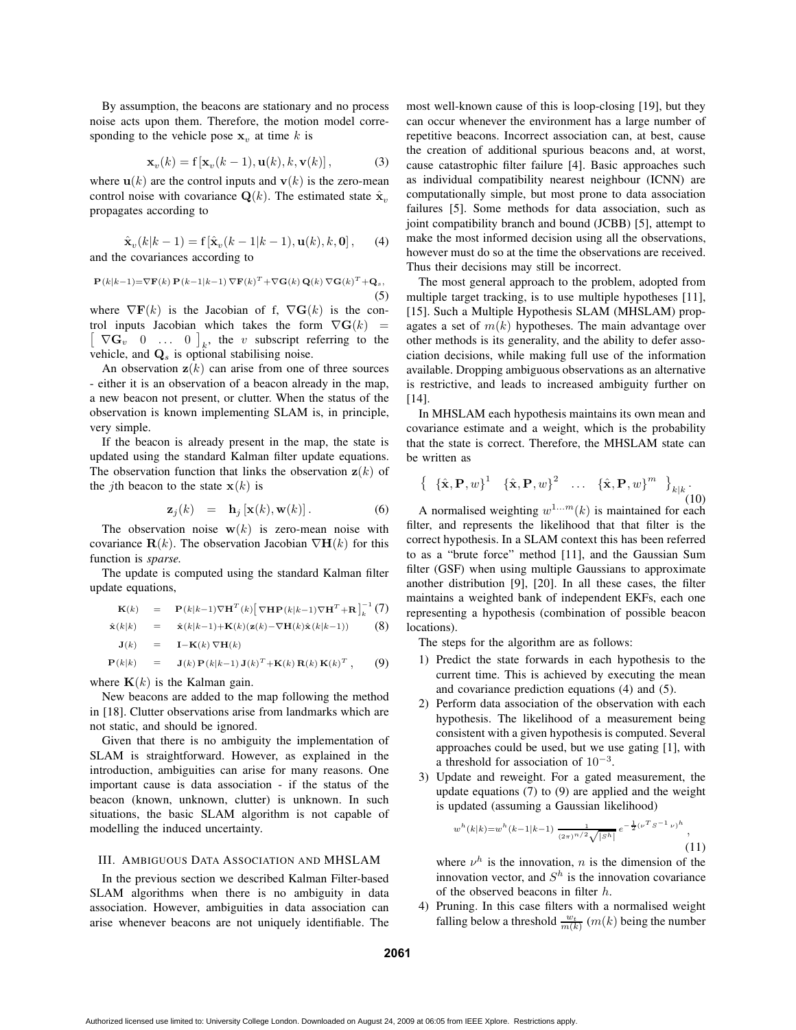By assumption, the beacons are stationary and no process noise acts upon them. Therefore, the motion model corresponding to the vehicle pose $\mathbf{x}_v$ at time $k$ is

$$\mathbf{x}_v(k) = \mathrm{f}\left[\mathbf{x}_v(k-1), \mathbf{u}(k), k, \mathbf{v}(k)\right], \tag{3}$$

where $\mathbf{u}(k)$ are the control inputs and $\mathbf{v}(k)$ is the zero-mean control noise with covariance $\mathbf{Q}(k)$. The estimated state $\hat{\mathbf{x}}_v$ propagates according to

$$\hat{\mathbf{x}}_v(k|k-1) = \mathrm{f}\left[\hat{\mathbf{x}}_v(k-1|k-1), \mathbf{u}(k), k, \mathbf{0}\right], \tag{4}$$

and the covariances according to

$$\mathbf{P}(k|k-1) = \nabla\mathbf{F}(k)\,\mathbf{P}(k-1|k-1)\,\nabla\mathbf{F}(k)^T + \nabla\mathbf{G}(k)\,\mathbf{Q}(k)\,\nabla\mathbf{G}(k)^T + \mathbf{Q}_s, \tag{5}$$

where $\nabla\mathbf{F}(k)$ is the Jacobian of f, $\nabla\mathbf{G}(k)$ is the control inputs Jacobian which takes the form $\nabla\mathbf{G}(k) = \left[\begin{array}{cccc} \nabla\mathbf{G}_v & 0 & \ldots & 0 \end{array}\right]_k$, the $v$ subscript referring to the vehicle, and $\mathbf{Q}_s$ is optional stabilising noise.

An observation $\mathbf{z}(k)$ can arise from one of three sources - either it is an observation of a beacon already in the map, a new beacon not present, or clutter. When the status of the observation is known implementing SLAM is, in principle, very simple.

If the beacon is already present in the map, the state is updated using the standard Kalman filter update equations. The observation function that links the observation $\mathbf{z}(k)$ of the $j$th beacon to the state $\mathbf{x}(k)$ is

$$\mathbf{z}_j(k) = \mathbf{h}_j\left[\mathbf{x}(k), \mathbf{w}(k)\right]. \tag{6}$$

The observation noise $\mathbf{w}(k)$ is zero-mean noise with covariance $\mathbf{R}(k)$. The observation Jacobian $\nabla\mathbf{H}(k)$ for this function is *sparse*.

The update is computed using the standard Kalman filter update equations,

$$\mathbf{K}(k) = \mathbf{P}(k|k-1)\nabla\mathbf{H}^T(k)\left[\nabla\mathbf{H}\mathbf{P}(k|k-1)\nabla\mathbf{H}^T + \mathbf{R}\right]_k^{-1} \tag{7}$$

$$\hat{\mathbf{x}}(k|k) = \hat{\mathbf{x}}(k|k-1) + \mathbf{K}(k)(\mathbf{z}(k) - \nabla\mathbf{H}(k)\hat{\mathbf{x}}(k|k-1)) \tag{8}$$

$$\mathbf{J}(k) = \mathbf{I} - \mathbf{K}(k)\,\nabla\mathbf{H}(k)$$

$$\mathbf{P}(k|k) = \mathbf{J}(k)\,\mathbf{P}(k|k-1)\,\mathbf{J}(k)^T + \mathbf{K}(k)\,\mathbf{R}(k)\,\mathbf{K}(k)^T, \tag{9}$$

where $\mathbf{K}(k)$ is the Kalman gain.

New beacons are added to the map following the method in [18]. Clutter observations arise from landmarks which are not static, and should be ignored.

Given that there is no ambiguity the implementation of SLAM is straightforward. However, as explained in the introduction, ambiguities can arise for many reasons. One important cause is data association - if the status of the beacon (known, unknown, clutter) is unknown. In such situations, the basic SLAM algorithm is not capable of modelling the induced uncertainty.

## III. Ambiguous Data Association and MHSLAM

In the previous section we described Kalman Filter-based SLAM algorithms when there is no ambiguity in data association. However, ambiguities in data association can arise whenever beacons are not uniquely identifiable. The most well-known cause of this is loop-closing [19], but they can occur whenever the environment has a large number of repetitive beacons. Incorrect association can, at best, cause the creation of additional spurious beacons and, at worst, cause catastrophic filter failure [4]. Basic approaches such as individual compatibility nearest neighbour (ICNN) are computationally simple, but most prone to data association failures [5]. Some methods for data association, such as joint compatibility branch and bound (JCBB) [5], attempt to make the most informed decision using all the observations, however must do so at the time the observations are received. Thus their decisions may still be incorrect.

The most general approach to the problem, adopted from multiple target tracking, is to use multiple hypotheses [11], [15]. Such a Multiple Hypothesis SLAM (MHSLAM) propagates a set of $m(k)$ hypotheses. The main advantage over other methods is its generality, and the ability to defer association decisions, while making full use of the information available. Dropping ambiguous observations as an alternative is restrictive, and leads to increased ambiguity further on [14].

In MHSLAM each hypothesis maintains its own mean and covariance estimate and a weight, which is the probability that the state is correct. Therefore, the MHSLAM state can be written as

$$\left\{\begin{array}{cccc} \{\hat{\mathbf{x}}, \mathbf{P}, w\}^1 & \{\hat{\mathbf{x}}, \mathbf{P}, w\}^2 & \ldots & \{\hat{\mathbf{x}}, \mathbf{P}, w\}^m \end{array}\right\}_{k|k}. \tag{10}$$

A normalised weighting $w^{1\ldots m}(k)$ is maintained for each filter, and represents the likelihood that that filter is the correct hypothesis. In a SLAM context this has been referred to as a "brute force" method [11], and the Gaussian Sum filter (GSF) when using multiple Gaussians to approximate another distribution [9], [20]. In all these cases, the filter maintains a weighted bank of independent EKFs, each one representing a hypothesis (combination of possible beacon locations).

The steps for the algorithm are as follows:

1) Predict the state forwards in each hypothesis to the current time. This is achieved by executing the mean and covariance prediction equations (4) and (5).
2) Perform data association of the observation with each hypothesis. The likelihood of a measurement being consistent with a given hypothesis is computed. Several approaches could be used, but we use gating [1], with a threshold for association of $10^{-3}$.
3) Update and reweight. For a gated measurement, the update equations (7) to (9) are applied and the weight is updated (assuming a Gaussian likelihood)

$$w^h(k|k) = w^h(k-1|k-1)\,\frac{1}{(2\pi)^{n/2}\sqrt{|S^h|}}\,e^{-\frac{1}{2}(\nu^T S^{-1}\nu)^h}, \tag{11}$$

where $\nu^h$ is the innovation, $n$ is the dimension of the innovation vector, and $S^h$ is the innovation covariance of the observed beacons in filter $h$.

4) Pruning. In this case filters with a normalised weight falling below a threshold $\frac{w_t}{m(k)}$ ($m(k)$ being the number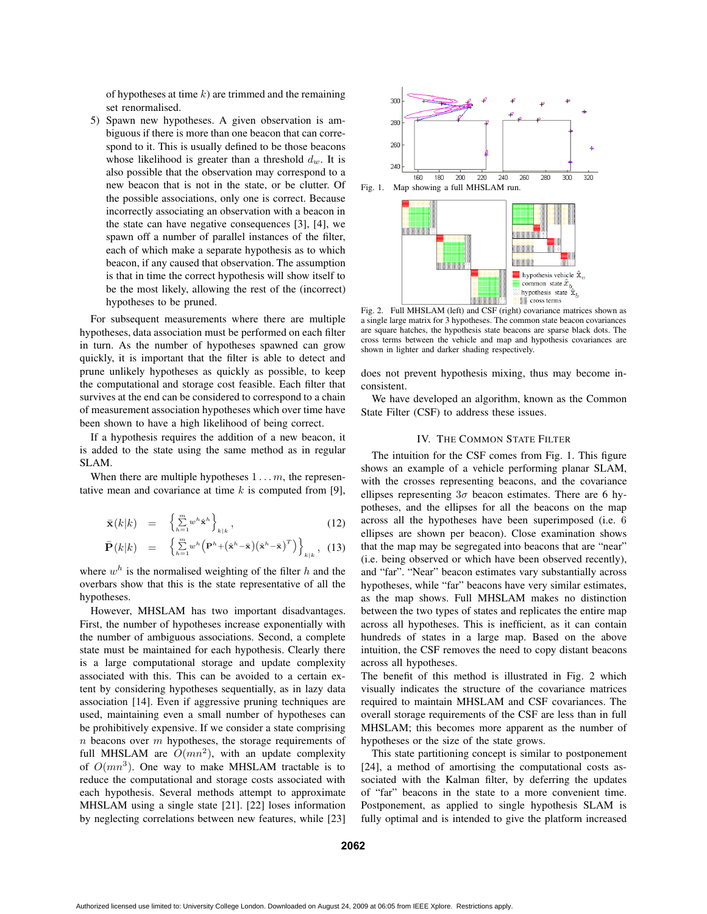of hypotheses at time $k$) are trimmed and the remaining set renormalised.

5) Spawn new hypotheses. A given observation is ambiguous if there is more than one beacon that can correspond to it. This is usually defined to be those beacons whose likelihood is greater than a threshold $d_w$. It is also possible that the observation may correspond to a new beacon that is not in the state, or be clutter. Of the possible associations, only one is correct. Because incorrectly associating an observation with a beacon in the state can have negative consequences [3], [4], we spawn off a number of parallel instances of the filter, each of which make a separate hypothesis as to which beacon, if any caused that observation. The assumption is that in time the correct hypothesis will show itself to be the most likely, allowing the rest of the (incorrect) hypotheses to be pruned.

For subsequent measurements where there are multiple hypotheses, data association must be performed on each filter in turn. As the number of hypotheses spawned can grow quickly, it is important that the filter is able to detect and prune unlikely hypotheses as quickly as possible, to keep the computational and storage cost feasible. Each filter that survives at the end can be considered to correspond to a chain of measurement association hypotheses which over time have been shown to have a high likelihood of being correct.

If a hypothesis requires the addition of a new beacon, it is added to the state using the same method as in regular SLAM.

When there are multiple hypotheses $1 \ldots m$, the representative mean and covariance at time $k$ is computed from [9],

$$\bar{\mathbf{x}}(k|k) = \left\{ \sum_{h=1}^{m} w^h \hat{\mathbf{x}}^h \right\}_{k|k}, \quad (12)$$

$$\bar{\mathbf{P}}(k|k) = \left\{ \sum_{h=1}^{m} w^h \left( \mathbf{P}^h + \left(\hat{\mathbf{x}}^h - \bar{\mathbf{x}}\right)\left(\hat{\mathbf{x}}^h - \bar{\mathbf{x}}\right)^T \right) \right\}_{k|k}, \quad (13)$$

where $w^h$ is the normalised weighting of the filter $h$ and the overbars show that this is the state representative of all the hypotheses.

However, MHSLAM has two important disadvantages. First, the number of hypotheses increase exponentially with the number of ambiguous associations. Second, a complete state must be maintained for each hypothesis. Clearly there is a large computational storage and update complexity associated with this. This can be avoided to a certain extent by considering hypotheses sequentially, as in lazy data association [14]. Even if aggressive pruning techniques are used, maintaining even a small number of hypotheses can be prohibitively expensive. If we consider a state comprising $n$ beacons over $m$ hypotheses, the storage requirements of full MHSLAM are $O(mn^2)$, with an update complexity of $O(mn^3)$. One way to make MHSLAM tractable is to reduce the computational and storage costs associated with each hypothesis. Several methods attempt to approximate MHSLAM using a single state [21]. [22] loses information by neglecting correlations between new features, while [23] does not prevent hypothesis mixing, thus may become inconsistent.

We have developed an algorithm, known as the Common State Filter (CSF) to address these issues.

Fig. 1. Map showing a full MHSLAM run.

Fig. 2. Full MHSLAM (left) and CSF (right) covariance matrices shown as a single large matrix for 3 hypotheses. The common state beacon covariances are square hatches, the hypothesis state beacons are sparse black dots. The cross terms between the vehicle and map and hypothesis covariances are shown in lighter and darker shading respectively.

## IV. The Common State Filter

The intuition for the CSF comes from Fig. 1. This figure shows an example of a vehicle performing planar SLAM, with the crosses representing beacons, and the covariance ellipses representing $3\sigma$ beacon estimates. There are 6 hypotheses, and the ellipses for all the beacons on the map across all the hypotheses have been superimposed (i.e. 6 ellipses are shown per beacon). Close examination shows that the map may be segregated into beacons that are "near" (i.e. being observed or which have been observed recently), and "far". "Near" beacon estimates vary substantially across hypotheses, while "far" beacons have very similar estimates, as the map shows. Full MHSLAM makes no distinction between the two types of states and replicates the entire map across all hypotheses. This is inefficient, as it can contain hundreds of states in a large map. Based on the above intuition, the CSF removes the need to copy distant beacons across all hypotheses.

The benefit of this method is illustrated in Fig. 2 which visually indicates the structure of the covariance matrices required to maintain MHSLAM and CSF covariances. The overall storage requirements of the CSF are less than in full MHSLAM; this becomes more apparent as the number of hypotheses or the size of the state grows.

This state partitioning concept is similar to postponement [24], a method of amortising the computational costs associated with the Kalman filter, by deferring the updates of "far" beacons in the state to a more convenient time. Postponement, as applied to single hypothesis SLAM is fully optimal and is intended to give the platform increased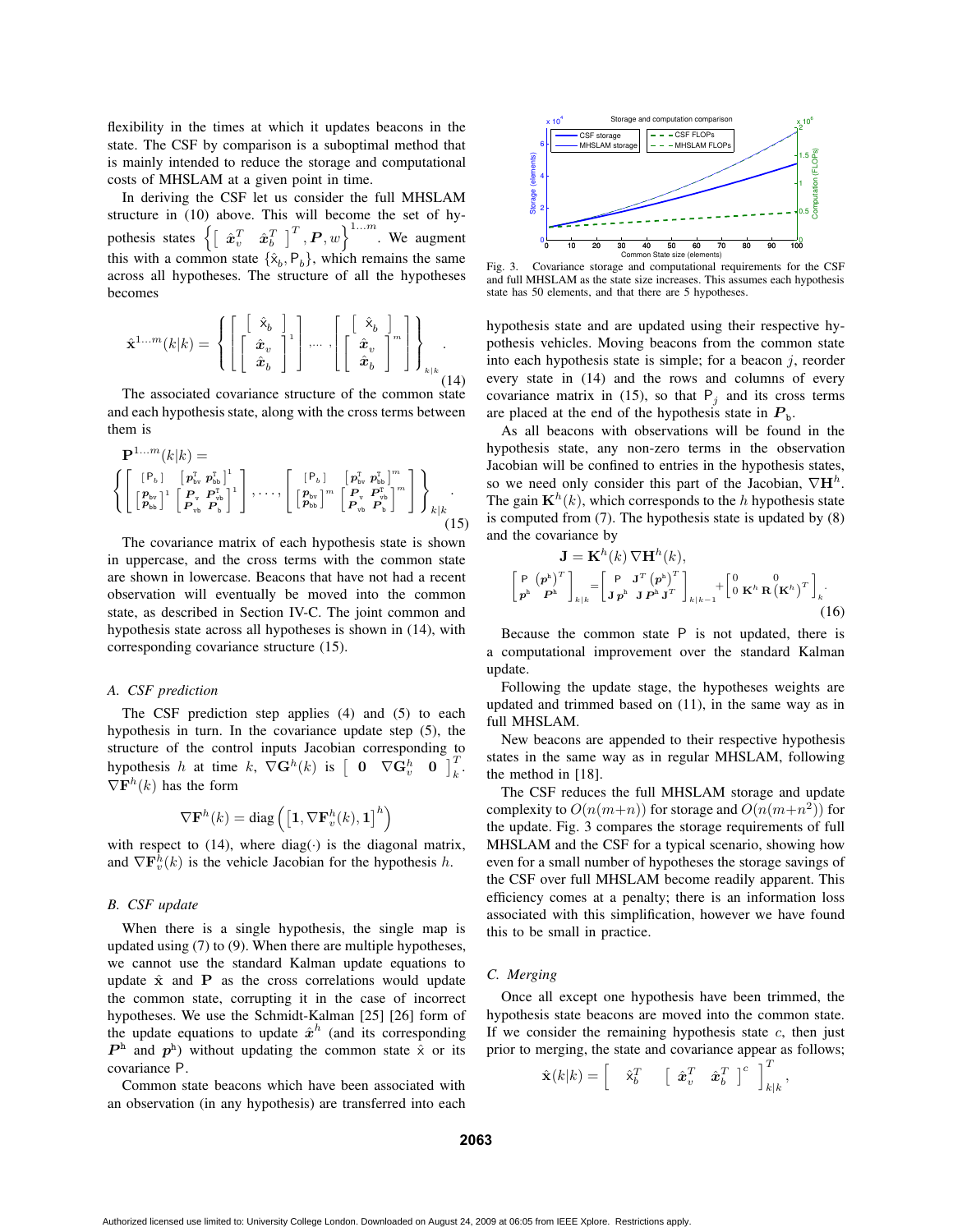flexibility in the times at which it updates beacons in the state. The CSF by comparison is a suboptimal method that is mainly intended to reduce the storage and computational costs of MHSLAM at a given point in time.

In deriving the CSF let us consider the full MHSLAM structure in (10) above. This will become the set of hypothesis states $\left\{\left[\begin{array}{cc}\hat{\boldsymbol{x}}_v^T & \hat{\boldsymbol{x}}_b^T\end{array}\right]^T, \boldsymbol{P}, w\right\}^{1\ldots m}$. We augment this with a common state $\{\hat{\mathsf{x}}_b, \mathsf{P}_b\}$, which remains the same across all hypotheses. The structure of all the hypotheses becomes

$$
\hat{\mathbf{x}}^{1\ldots m}(k|k) = \left\{ \left[ \begin{array}{c} \left[\begin{array}{c} \hat{\mathsf{x}}_b \end{array}\right] \\ \left[\begin{array}{c} \hat{\boldsymbol{x}}_v \\ \hat{\boldsymbol{x}}_b \end{array}\right]^1 \end{array} \right], \ldots, \left[ \begin{array}{c} \left[\begin{array}{c} \hat{\mathsf{x}}_b \end{array}\right] \\ \left[\begin{array}{c} \hat{\boldsymbol{x}}_v \\ \hat{\boldsymbol{x}}_b \end{array}\right]^m \end{array} \right] \right\}_{k|k}. \quad (14)
$$

The associated covariance structure of the common state and each hypothesis state, along with the cross terms between them is

$$
\mathbf{P}^{1\ldots m}(k|k) = \left\{ \left[ \begin{array}{cc} [\mathsf{P}_b] & \left[\boldsymbol{p}_{\mathsf{bv}}^T \; \boldsymbol{p}_{\mathsf{bb}}^T\right]^1 \\ \left[\begin{array}{c}\boldsymbol{p}_{\mathsf{bv}} \\ \boldsymbol{p}_{\mathsf{bb}}\end{array}\right]^1 & \left[\begin{array}{cc} \boldsymbol{P}_{\mathsf{v}} & \boldsymbol{P}_{\mathsf{vb}}^T \\ \boldsymbol{P}_{\mathsf{vb}} & \boldsymbol{P}_{\mathsf{b}} \end{array}\right]^1 \end{array} \right], \ldots, \left[ \begin{array}{cc} [\mathsf{P}_b] & \left[\boldsymbol{p}_{\mathsf{bv}}^T \; \boldsymbol{p}_{\mathsf{bb}}^T\right]^m \\ \left[\begin{array}{c}\boldsymbol{p}_{\mathsf{bv}} \\ \boldsymbol{p}_{\mathsf{bb}}\end{array}\right]^m & \left[\begin{array}{cc} \boldsymbol{P}_{\mathsf{v}} & \boldsymbol{P}_{\mathsf{vb}}^T \\ \boldsymbol{P}_{\mathsf{vb}} & \boldsymbol{P}_{\mathsf{b}} \end{array}\right]^m \end{array} \right] \right\}_{k|k}. \quad (15)
$$

The covariance matrix of each hypothesis state is shown in uppercase, and the cross terms with the common state are shown in lowercase. Beacons that have not had a recent observation will eventually be moved into the common state, as described in Section IV-C. The joint common and hypothesis state across all hypotheses is shown in (14), with corresponding covariance structure (15).

### A. CSF prediction

The CSF prediction step applies (4) and (5) to each hypothesis in turn. In the covariance update step (5), the structure of the control inputs Jacobian corresponding to hypothesis $h$ at time $k$, $\nabla\mathbf{G}^h(k)$ is $\left[\begin{array}{ccc}\mathbf{0} & \nabla\mathbf{G}_v^h & \mathbf{0}\end{array}\right]_k^T$. $\nabla\mathbf{F}^h(k)$ has the form

$$
\nabla\mathbf{F}^h(k) = \text{diag}\left(\left[\mathbf{1}, \nabla\mathbf{F}_v^h(k), \mathbf{1}\right]^h\right)
$$

with respect to (14), where diag($\cdot$) is the diagonal matrix, and $\nabla\mathbf{F}_v^h(k)$ is the vehicle Jacobian for the hypothesis $h$.

### B. CSF update

When there is a single hypothesis, the single map is updated using (7) to (9). When there are multiple hypotheses, we cannot use the standard Kalman update equations to update $\hat{\mathbf{x}}$ and $\mathbf{P}$ as the cross correlations would update the common state, corrupting it in the case of incorrect hypotheses. We use the Schmidt-Kalman [25] [26] form of the update equations to update $\hat{\boldsymbol{x}}^h$ (and its corresponding $\boldsymbol{P}^{\mathsf{h}}$ and $\boldsymbol{p}^{\mathsf{h}}$) without updating the common state $\hat{\mathsf{x}}$ or its covariance $\mathsf{P}$.

Common state beacons which have been associated with an observation (in any hypothesis) are transferred into each hypothesis state and are updated using their respective hypothesis vehicles. Moving beacons from the common state into each hypothesis state is simple; for a beacon $j$, reorder every state in (14) and the rows and columns of every covariance matrix in (15), so that $\mathsf{P}_j$ and its cross terms are placed at the end of the hypothesis state in $\boldsymbol{P}_{\mathsf{b}}$.

Fig. 3. Covariance storage and computational requirements for the CSF and full MHSLAM as the state size increases. This assumes each hypothesis state has 50 elements, and that there are 5 hypotheses.

As all beacons with observations will be found in the hypothesis state, any non-zero terms in the observation Jacobian will be confined to entries in the hypothesis states, so we need only consider this part of the Jacobian, $\nabla\mathbf{H}^h$. The gain $\mathbf{K}^h(k)$, which corresponds to the $h$ hypothesis state is computed from (7). The hypothesis state is updated by (8) and the covariance by

$$
\mathbf{J} = \mathbf{K}^h(k)\,\nabla\mathbf{H}^h(k),
$$

$$
\left[\begin{array}{cc} \mathsf{P} & \left(\boldsymbol{p}^{\mathsf{h}}\right)^T \\ \boldsymbol{p}^{\mathsf{h}} & \boldsymbol{P}^{\mathsf{h}} \end{array}\right]_{k|k} = \left[\begin{array}{cc} \mathsf{P} & \mathbf{J}^T\left(\boldsymbol{p}^{\mathsf{h}}\right)^T \\ \mathbf{J}\,\boldsymbol{p}^{\mathsf{h}} & \mathbf{J}\,\boldsymbol{P}^{\mathsf{h}}\,\mathbf{J}^T \end{array}\right]_{k|k-1} + \left[\begin{array}{cc} 0 & 0 \\ 0 & \mathbf{K}^h\,\mathbf{R}\left(\mathbf{K}^h\right)^T \end{array}\right]_k. \quad (16)
$$

Because the common state $\mathsf{P}$ is not updated, there is a computational improvement over the standard Kalman update.

Following the update stage, the hypotheses weights are updated and trimmed based on (11), in the same way as in full MHSLAM.

New beacons are appended to their respective hypothesis states in the same way as in regular MHSLAM, following the method in [18].

The CSF reduces the full MHSLAM storage and update complexity to $O(n(m+n))$ for storage and $O(n(m+n^2))$ for the update. Fig. 3 compares the storage requirements of full MHSLAM and the CSF for a typical scenario, showing how even for a small number of hypotheses the storage savings of the CSF over full MHSLAM become readily apparent. This efficiency comes at a penalty; there is an information loss associated with this simplification, however we have found this to be small in practice.

### C. Merging

Once all except one hypothesis have been trimmed, the hypothesis state beacons are moved into the common state. If we consider the remaining hypothesis state $c$, then just prior to merging, the state and covariance appear as follows;

$$
\hat{\mathbf{x}}(k|k) = \left[\begin{array}{cc} \hat{\mathsf{x}}_b^T & \left[\begin{array}{cc}\hat{\boldsymbol{x}}_v^T & \hat{\boldsymbol{x}}_b^T\end{array}\right]^c \end{array}\right]_{k|k}^T,
$$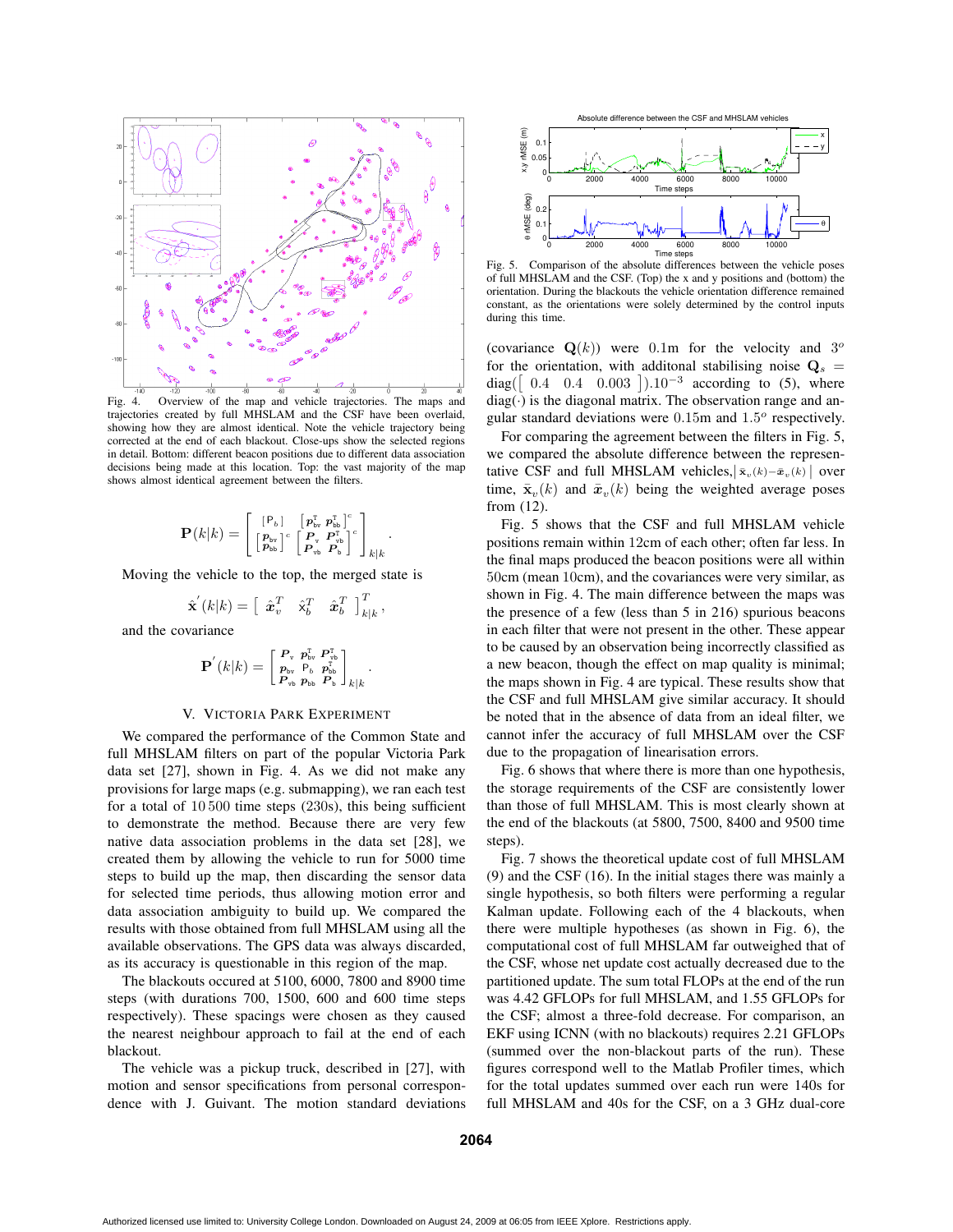Fig. 4. Overview of the map and vehicle trajectories. The maps and trajectories created by full MHSLAM and the CSF have been overlaid, showing how they are almost identical. Note the vehicle trajectory being corrected at the end of each blackout. Close-ups show the selected regions in detail. Bottom: different beacon positions due to different data association decisions being made at this location. Top: the vast majority of the map shows almost identical agreement between the filters.

$$\mathbf{P}(k|k) = \begin{bmatrix} [\mathsf{P}_b] & \begin{bmatrix} \boldsymbol{p}_{bv}^T & \boldsymbol{p}_{bb}^T \end{bmatrix}^c \\ \begin{bmatrix} \boldsymbol{p}_{bv} \\ \boldsymbol{p}_{bb} \end{bmatrix}^c & \begin{bmatrix} \boldsymbol{P}_v & \boldsymbol{P}_{vb}^T \\ \boldsymbol{P}_{vb} & \boldsymbol{P}_b \end{bmatrix}^c \end{bmatrix}_{k|k}.$$

Moving the vehicle to the top, the merged state is

$$\hat{\mathbf{x}}^{'}(k|k) = \begin{bmatrix} \hat{\boldsymbol{x}}_v^T & \hat{\mathsf{x}}_b^T & \hat{\boldsymbol{x}}_b^T \end{bmatrix}_{k|k}^T,$$

and the covariance

$$\mathbf{P}^{'}(k|k) = \begin{bmatrix} \boldsymbol{P}_v & \boldsymbol{p}_{bv}^T & \boldsymbol{P}_{vb}^T \\ \boldsymbol{p}_{bv} & \mathsf{P}_b & \boldsymbol{p}_{bb}^T \\ \boldsymbol{P}_{vb} & \boldsymbol{p}_{bb} & \boldsymbol{P}_b \end{bmatrix}_{k|k}.$$

## V. Victoria Park Experiment

We compared the performance of the Common State and full MHSLAM filters on part of the popular Victoria Park data set [27], shown in Fig. 4. As we did not make any provisions for large maps (e.g. submapping), we ran each test for a total of $10\,500$ time steps (230s), this being sufficient to demonstrate the method. Because there are very few native data association problems in the data set [28], we created them by allowing the vehicle to run for 5000 time steps to build up the map, then discarding the sensor data for selected time periods, thus allowing motion error and data association ambiguity to build up. We compared the results with those obtained from full MHSLAM using all the available observations. The GPS data was always discarded, as its accuracy is questionable in this region of the map.

The blackouts occured at 5100, 6000, 7800 and 8900 time steps (with durations 700, 1500, 600 and 600 time steps respectively). These spacings were chosen as they caused the nearest neighbour approach to fail at the end of each blackout.

The vehicle was a pickup truck, described in [27], with motion and sensor specifications from personal correspondence with J. Guivant. The motion standard deviations (covariance $\mathbf{Q}(k)$) were 0.1m for the velocity and $3^o$ for the orientation, with additonal stabilising noise $\mathbf{Q}_s = \text{diag}([\begin{array}{ccc} 0.4 & 0.4 & 0.003 \end{array}]).10^{-3}$ according to (5), where $\text{diag}(\cdot)$ is the diagonal matrix. The observation range and angular standard deviations were 0.15m and $1.5^o$ respectively.

For comparing the agreement between the filters in Fig. 5, we compared the absolute difference between the representative CSF and full MHSLAM vehicles, $|\bar{\mathbf{x}}_v(k) - \bar{\boldsymbol{x}}_v(k)|$ over time, $\bar{\mathbf{x}}_v(k)$ and $\bar{\boldsymbol{x}}_v(k)$ being the weighted average poses from (12).

Fig. 5. Comparison of the absolute differences between the vehicle poses of full MHSLAM and the CSF. (Top) the x and y positions and (bottom) the orientation. During the blackouts the vehicle orientation difference remained constant, as the orientations were solely determined by the control inputs during this time.

Fig. 5 shows that the CSF and full MHSLAM vehicle positions remain within 12cm of each other; often far less. In the final maps produced the beacon positions were all within 50cm (mean 10cm), and the covariances were very similar, as shown in Fig. 4. The main difference between the maps was the presence of a few (less than 5 in 216) spurious beacons in each filter that were not present in the other. These appear to be caused by an observation being incorrectly classified as a new beacon, though the effect on map quality is minimal; the maps shown in Fig. 4 are typical. These results show that the CSF and full MHSLAM give similar accuracy. It should be noted that in the absence of data from an ideal filter, we cannot infer the accuracy of full MHSLAM over the CSF due to the propagation of linearisation errors.

Fig. 6 shows that where there is more than one hypothesis, the storage requirements of the CSF are consistently lower than those of full MHSLAM. This is most clearly shown at the end of the blackouts (at 5800, 7500, 8400 and 9500 time steps).

Fig. 7 shows the theoretical update cost of full MHSLAM (9) and the CSF (16). In the initial stages there was mainly a single hypothesis, so both filters were performing a regular Kalman update. Following each of the 4 blackouts, when there were multiple hypotheses (as shown in Fig. 6), the computational cost of full MHSLAM far outweighed that of the CSF, whose net update cost actually decreased due to the partitioned update. The sum total FLOPs at the end of the run was 4.42 GFLOPs for full MHSLAM, and 1.55 GFLOPs for the CSF; almost a three-fold decrease. For comparison, an EKF using ICNN (with no blackouts) requires 2.21 GFLOPs (summed over the non-blackout parts of the run). These figures correspond well to the Matlab Profiler times, which for the total updates summed over each run were 140s for full MHSLAM and 40s for the CSF, on a 3 GHz dual-core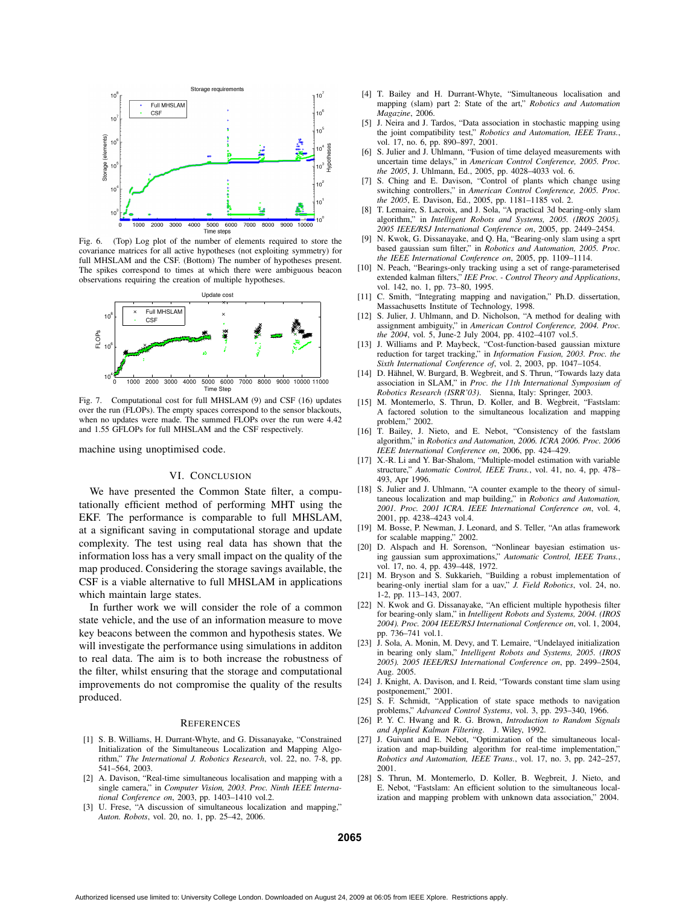Storage requirements

Full MHSLAM
CSF

Storage (elements)

Hypotheses

Time steps

Fig. 6. (Top) Log plot of the number of elements required to store the covariance matrices for all active hypotheses (not exploiting symmetry) for full MHSLAM and the CSF. (Bottom) The number of hypotheses present. The spikes correspond to times at which there were ambiguous beacon observations requiring the creation of multiple hypotheses.

Update cost

Full MHSLAM
CSF

FLOPs

Time Step

Fig. 7. Computational cost for full MHSLAM (9) and CSF (16) updates over the run (FLOPs). The empty spaces correspond to the sensor blackouts, when no updates were made. The summed FLOPs over the run were 4.42 and 1.55 GFLOPs for full MHSLAM and the CSF respectively.

machine using unoptimised code.

## VI. Conclusion

We have presented the Common State filter, a computationally efficient method of performing MHT using the EKF. The performance is comparable to full MHSLAM, at a significant saving in computational storage and update complexity. The test using real data has shown that the information loss has a very small impact on the quality of the map produced. Considering the storage savings available, the CSF is a viable alternative to full MHSLAM in applications which maintain large states.

In further work we will consider the role of a common state vehicle, and the use of an information measure to move key beacons between the common and hypothesis states. We will investigate the performance using simulations in additon to real data. The aim is to both increase the robustness of the filter, whilst ensuring that the storage and computational improvements do not compromise the quality of the results produced.

## References

[1] S. B. Williams, H. Durrant-Whyte, and G. Dissanayake, "Constrained Initialization of the Simultaneous Localization and Mapping Algorithm," *The International J. Robotics Research*, vol. 22, no. 7-8, pp. 541–564, 2003.

[2] A. Davison, "Real-time simultaneous localisation and mapping with a single camera," in *Computer Vision, 2003. Proc. Ninth IEEE International Conference on*, 2003, pp. 1403–1410 vol.2.

[3] U. Frese, "A discussion of simultaneous localization and mapping," *Auton. Robots*, vol. 20, no. 1, pp. 25–42, 2006.

[4] T. Bailey and H. Durrant-Whyte, "Simultaneous localisation and mapping (slam) part 2: State of the art," *Robotics and Automation Magazine*, 2006.

[5] J. Neira and J. Tardos, "Data association in stochastic mapping using the joint compatibility test," *Robotics and Automation, IEEE Trans.*, vol. 17, no. 6, pp. 890–897, 2001.

[6] S. Julier and J. Uhlmann, "Fusion of time delayed measurements with uncertain time delays," in *American Control Conference, 2005. Proc. the 2005*, J. Uhlmann, Ed., 2005, pp. 4028–4033 vol. 6.

[7] S. Ching and E. Davison, "Control of plants which change using switching controllers," in *American Control Conference, 2005. Proc. the 2005*, E. Davison, Ed., 2005, pp. 1181–1185 vol. 2.

[8] T. Lemaire, S. Lacroix, and J. Sola, "A practical 3d bearing-only slam algorithm," in *Intelligent Robots and Systems, 2005. (IROS 2005). 2005 IEEE/RSJ International Conference on*, 2005, pp. 2449–2454.

[9] N. Kwok, G. Dissanayake, and Q. Ha, "Bearing-only slam using a sprt based gaussian sum filter," in *Robotics and Automation, 2005. Proc. the IEEE International Conference on*, 2005, pp. 1109–1114.

[10] N. Peach, "Bearings-only tracking using a set of range-parameterised extended kalman filters," *IEE Proc. - Control Theory and Applications*, vol. 142, no. 1, pp. 73–80, 1995.

[11] C. Smith, "Integrating mapping and navigation," Ph.D. dissertation, Massachusetts Institute of Technology, 1998.

[12] S. Julier, J. Uhlmann, and D. Nicholson, "A method for dealing with assignment ambiguity," in *American Control Conference, 2004. Proc. the 2004*, vol. 5, June-2 July 2004, pp. 4102–4107 vol.5.

[13] J. Williams and P. Maybeck, "Cost-function-based gaussian mixture reduction for target tracking," in *Information Fusion, 2003. Proc. the Sixth International Conference of*, vol. 2, 2003, pp. 1047–1054.

[14] D. Hähnel, W. Burgard, B. Wegbreit, and S. Thrun, "Towards lazy data association in SLAM," in *Proc. the 11th International Symposium of Robotics Research (ISRR'03)*. Sienna, Italy: Springer, 2003.

[15] M. Montemerlo, S. Thrun, D. Koller, and B. Wegbreit, "Fastslam: A factored solution to the simultaneous localization and mapping problem," 2002.

[16] T. Bailey, J. Nieto, and E. Nebot, "Consistency of the fastslam algorithm," in *Robotics and Automation, 2006. ICRA 2006. Proc. 2006 IEEE International Conference on*, 2006, pp. 424–429.

[17] X.-R. Li and Y. Bar-Shalom, "Multiple-model estimation with variable structure," *Automatic Control, IEEE Trans.*, vol. 41, no. 4, pp. 478–493, Apr 1996.

[18] S. Julier and J. Uhlmann, "A counter example to the theory of simultaneous localization and map building," in *Robotics and Automation, 2001. Proc. 2001 ICRA. IEEE International Conference on*, vol. 4, 2001, pp. 4238–4243 vol.4.

[19] M. Bosse, P. Newman, J. Leonard, and S. Teller, "An atlas framework for scalable mapping," 2002.

[20] D. Alspach and H. Sorenson, "Nonlinear bayesian estimation using gaussian sum approximations," *Automatic Control, IEEE Trans.*, vol. 17, no. 4, pp. 439–448, 1972.

[21] M. Bryson and S. Sukkarieh, "Building a robust implementation of bearing-only inertial slam for a uav," *J. Field Robotics*, vol. 24, no. 1-2, pp. 113–143, 2007.

[22] N. Kwok and G. Dissanayake, "An efficient multiple hypothesis filter for bearing-only slam," in *Intelligent Robots and Systems, 2004. (IROS 2004). Proc. 2004 IEEE/RSJ International Conference on*, vol. 1, 2004, pp. 736–741 vol.1.

[23] J. Sola, A. Monin, M. Devy, and T. Lemaire, "Undelayed initialization in bearing only slam," *Intelligent Robots and Systems, 2005. (IROS 2005). 2005 IEEE/RSJ International Conference on*, pp. 2499–2504, Aug. 2005.

[24] J. Knight, A. Davison, and I. Reid, "Towards constant time slam using postponement," 2001.

[25] S. F. Schmidt, "Application of state space methods to navigation problems," *Advanced Control Systems*, vol. 3, pp. 293–340, 1966.

[26] P. Y. C. Hwang and R. G. Brown, *Introduction to Random Signals and Applied Kalman Filtering*. J. Wiley, 1992.

[27] J. Guivant and E. Nebot, "Optimization of the simultaneous localization and map-building algorithm for real-time implementation," *Robotics and Automation, IEEE Trans.*, vol. 17, no. 3, pp. 242–257, 2001.

[28] S. Thrun, M. Montemerlo, D. Koller, B. Wegbreit, J. Nieto, and E. Nebot, "Fastslam: An efficient solution to the simultaneous localization and mapping problem with unknown data association," 2004.